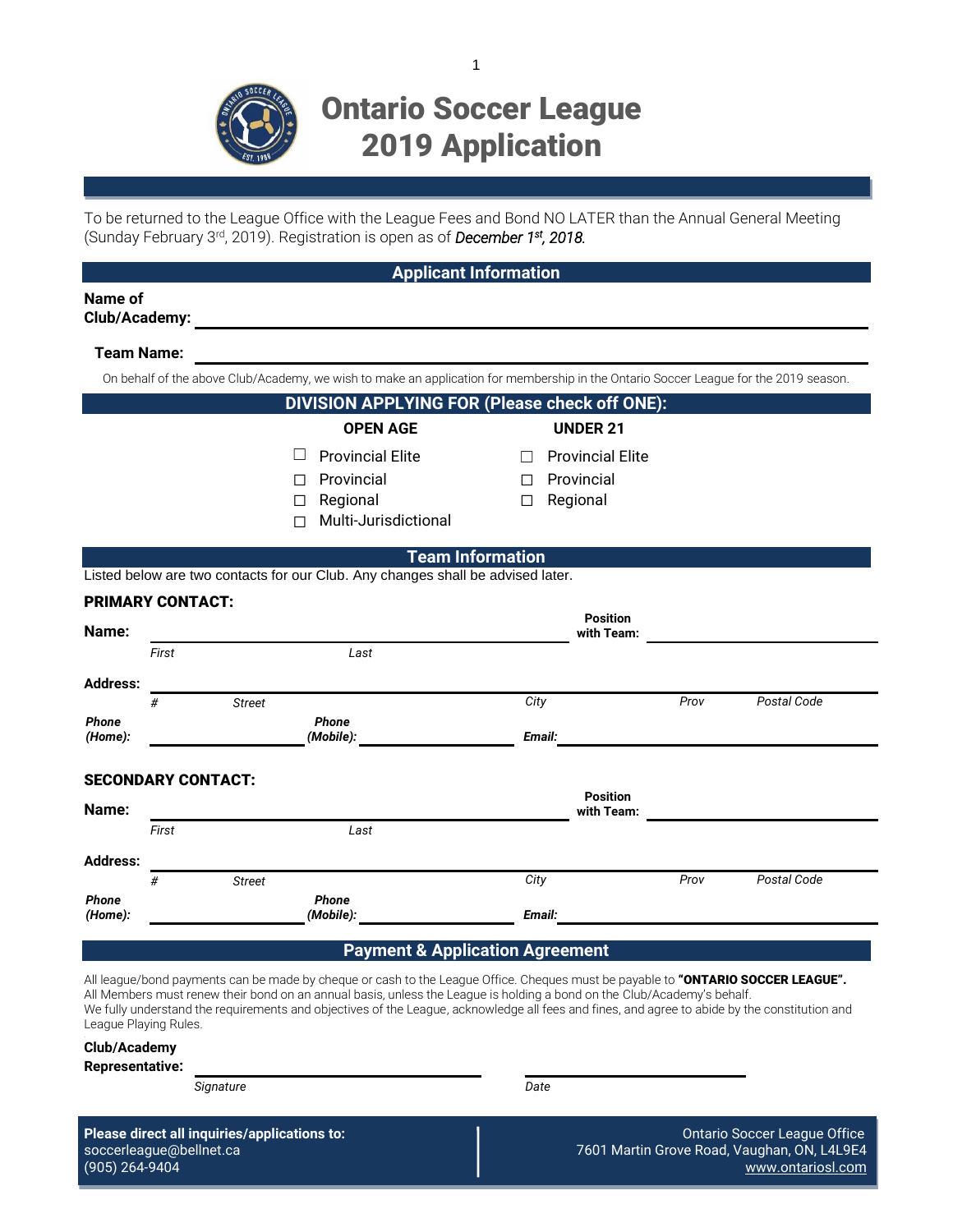# Ontario Soccer League 2019 Application

To be returned to the League Office with the League Fees and Bond NO LATER than the Annual General Meeting (Sunday February 3rd, 2019). Registration is open as of *December 1st, 2018.*

## Applicant Information

**Name of Club/Academy:** ______________________________

**Team Name:** ______________________________

On behalf of the above Club/Academy, we wish to make an application for membership in the Ontario Soccer League for the 2019 season.

## DIVISION APPLYING FOR (Please check off ONE):

| OPEN AGE | UNDER 21 |
|---|---|
| ☐ Provincial Elite | ☐ Provincial Elite |
| ☐ Provincial | ☐ Provincial |
| ☐ Regional | ☐ Regional |
| ☐ Multi-Jurisdictional | |

## Team Information

Listed below are two contacts for our Club. Any changes shall be advised later.

**PRIMARY CONTACT:**

**Name:** ______________________________ **Position with Team:** ______________________________
*First* *Last*

**Address:** ______________________________
*#* *Street* *City* *Prov* *Postal Code*

***Phone (Home):*** ______________ ***Phone (Mobile):*** ______________ ***Email:*** ______________

**SECONDARY CONTACT:**

**Name:** ______________________________ **Position with Team:** ______________________________
*First* *Last*

**Address:** ______________________________
*#* *Street* *City* *Prov* *Postal Code*

***Phone (Home):*** ______________ ***Phone (Mobile):*** ______________ ***Email:*** ______________

## Payment & Application Agreement

All league/bond payments can be made by cheque or cash to the League Office. Cheques must be payable to **"ONTARIO SOCCER LEAGUE".**
All Members must renew their bond on an annual basis, unless the League is holding a bond on the Club/Academy's behalf.
We fully understand the requirements and objectives of the League, acknowledge all fees and fines, and agree to abide by the constitution and League Playing Rules.

**Club/Academy Representative:** ______________________________ ______________________________
*Signature* *Date*

**Please direct all inquiries/applications to:**
soccerleague@bellnet.ca
(905) 264-9404

Ontario Soccer League Office
7601 Martin Grove Road, Vaughan, ON, L4L9E4
www.ontariosl.com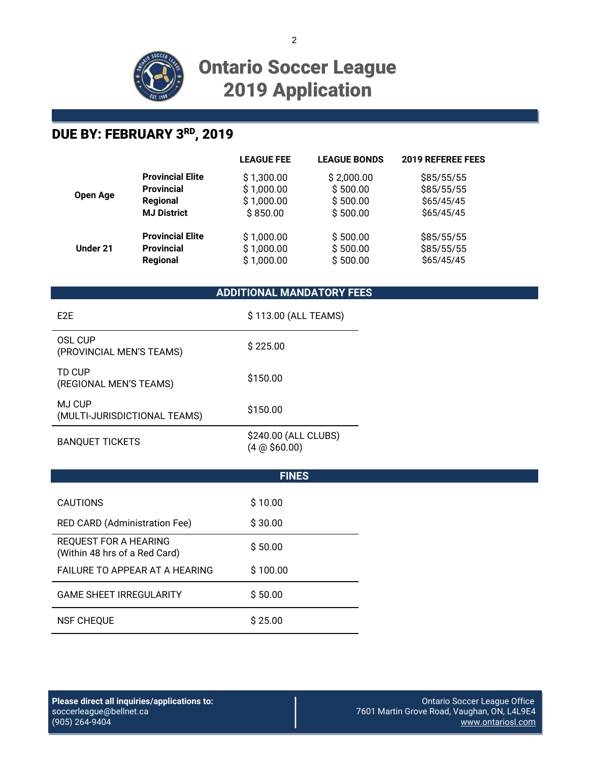# Ontario Soccer League
# 2019 Application

## DUE BY: FEBRUARY 3RD, 2019

| | | LEAGUE FEE | LEAGUE BONDS | 2019 REFEREE FEES |
|---|---|---|---|---|
| Open Age | **Provincial Elite** | $ 1,300.00 | $ 2,000.00 | $85/55/55 |
| | **Provincial** | $ 1,000.00 | $ 500.00 | $85/55/55 |
| | **Regional** | $ 1,000.00 | $ 500.00 | $65/45/45 |
| | **MJ District** | $ 850.00 | $ 500.00 | $65/45/45 |
| Under 21 | **Provincial Elite** | $ 1,000.00 | $ 500.00 | $85/55/55 |
| | **Provincial** | $ 1,000.00 | $ 500.00 | $85/55/55 |
| | **Regional** | $ 1,000.00 | $ 500.00 | $65/45/45 |

## ADDITIONAL MANDATORY FEES

| | |
|---|---|
| E2E | $ 113.00 (ALL TEAMS) |
| OSL CUP (PROVINCIAL MEN'S TEAMS) | $ 225.00 |
| TD CUP (REGIONAL MEN'S TEAMS) | $150.00 |
| MJ CUP (MULTI-JURISDICTIONAL TEAMS) | $150.00 |
| BANQUET TICKETS | $240.00 (ALL CLUBS) (4 @ $60.00) |

## FINES

| | |
|---|---|
| CAUTIONS | $ 10.00 |
| RED CARD (Administration Fee) | $ 30.00 |
| REQUEST FOR A HEARING (Within 48 hrs of a Red Card) | $ 50.00 |
| FAILURE TO APPEAR AT A HEARING | $ 100.00 |
| GAME SHEET IRREGULARITY | $ 50.00 |
| NSF CHEQUE | $ 25.00 |

**Please direct all inquiries/applications to:**
soccerleague@bellnet.ca
(905) 264-9404

Ontario Soccer League Office
7601 Martin Grove Road, Vaughan, ON, L4L9E4
www.ontariosl.com